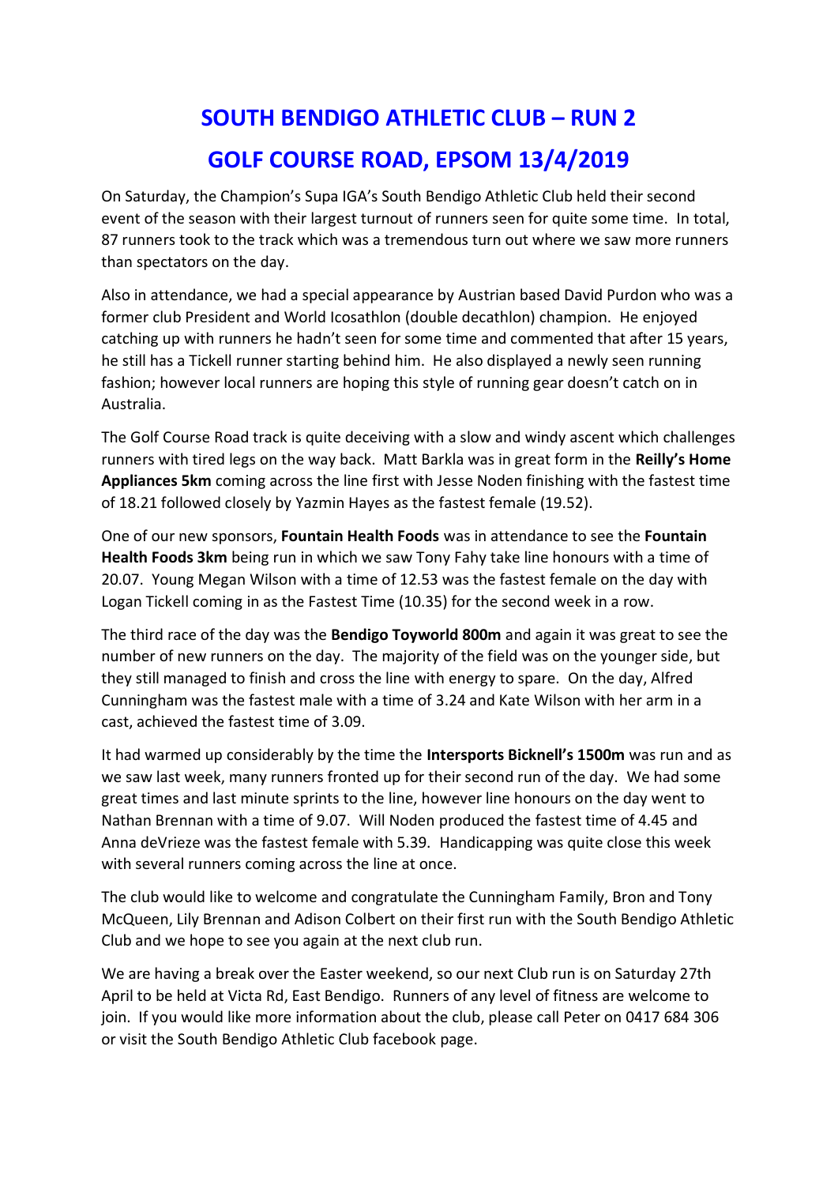# SOUTH BENDIGO ATHLETIC CLUB – RUN 2

# GOLF COURSE ROAD, EPSOM 13/4/2019

On Saturday, the Champion's Supa IGA's South Bendigo Athletic Club held their second event of the season with their largest turnout of runners seen for quite some time. In total, 87 runners took to the track which was a tremendous turn out where we saw more runners than spectators on the day.

Also in attendance, we had a special appearance by Austrian based David Purdon who was a former club President and World Icosathlon (double decathlon) champion. He enjoyed catching up with runners he hadn't seen for some time and commented that after 15 years, he still has a Tickell runner starting behind him. He also displayed a newly seen running fashion; however local runners are hoping this style of running gear doesn't catch on in Australia.

The Golf Course Road track is quite deceiving with a slow and windy ascent which challenges runners with tired legs on the way back. Matt Barkla was in great form in the **Reilly's Home Appliances 5km** coming across the line first with Jesse Noden finishing with the fastest time of 18.21 followed closely by Yazmin Hayes as the fastest female (19.52).

One of our new sponsors, **Fountain Health Foods** was in attendance to see the **Fountain Health Foods 3km** being run in which we saw Tony Fahy take line honours with a time of 20.07. Young Megan Wilson with a time of 12.53 was the fastest female on the day with Logan Tickell coming in as the Fastest Time (10.35) for the second week in a row.

The third race of the day was the **Bendigo Toyworld 800m** and again it was great to see the number of new runners on the day. The majority of the field was on the younger side, but they still managed to finish and cross the line with energy to spare. On the day, Alfred Cunningham was the fastest male with a time of 3.24 and Kate Wilson with her arm in a cast, achieved the fastest time of 3.09.

It had warmed up considerably by the time the **Intersports Bicknell's 1500m** was run and as we saw last week, many runners fronted up for their second run of the day. We had some great times and last minute sprints to the line, however line honours on the day went to Nathan Brennan with a time of 9.07. Will Noden produced the fastest time of 4.45 and Anna deVrieze was the fastest female with 5.39. Handicapping was quite close this week with several runners coming across the line at once.

The club would like to welcome and congratulate the Cunningham Family, Bron and Tony McQueen, Lily Brennan and Adison Colbert on their first run with the South Bendigo Athletic Club and we hope to see you again at the next club run.

We are having a break over the Easter weekend, so our next Club run is on Saturday 27th April to be held at Victa Rd, East Bendigo. Runners of any level of fitness are welcome to join. If you would like more information about the club, please call Peter on 0417 684 306 or visit the South Bendigo Athletic Club facebook page.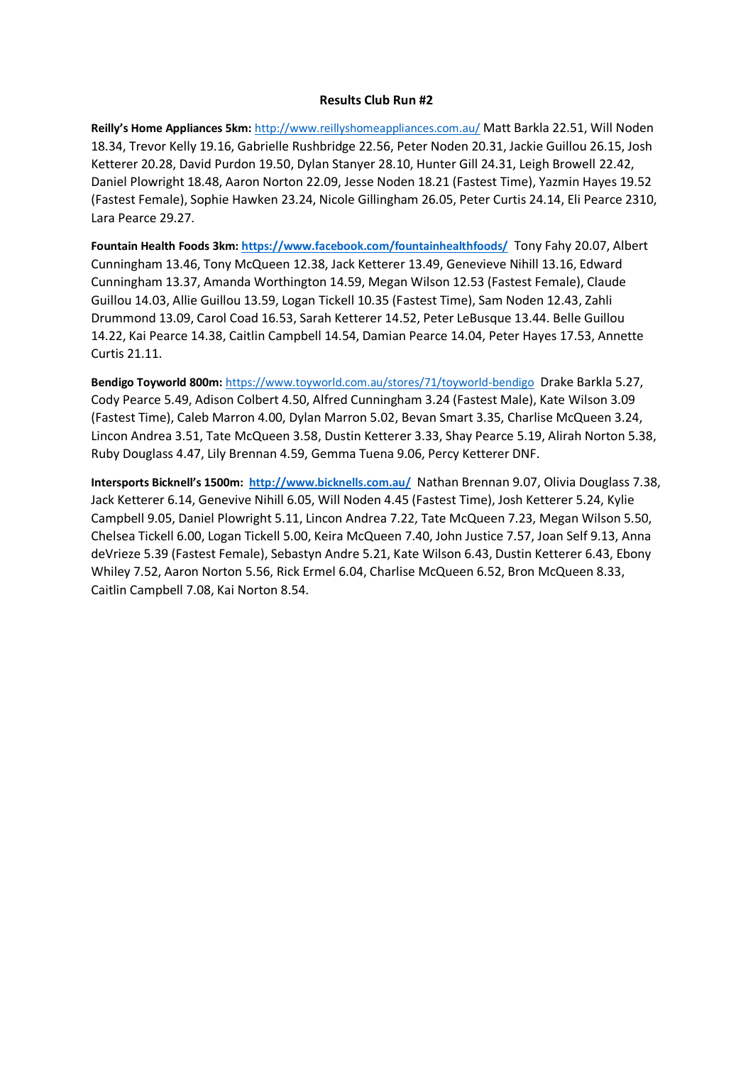**Results Club Run #2**

**Reilly's Home Appliances 5km:** http://www.reillyshomeappliances.com.au/ Matt Barkla 22.51, Will Noden 18.34, Trevor Kelly 19.16, Gabrielle Rushbridge 22.56, Peter Noden 20.31, Jackie Guillou 26.15, Josh Ketterer 20.28, David Purdon 19.50, Dylan Stanyer 28.10, Hunter Gill 24.31, Leigh Browell 22.42, Daniel Plowright 18.48, Aaron Norton 22.09, Jesse Noden 18.21 (Fastest Time), Yazmin Hayes 19.52 (Fastest Female), Sophie Hawken 23.24, Nicole Gillingham 26.05, Peter Curtis 24.14, Eli Pearce 2310, Lara Pearce 29.27.

**Fountain Health Foods 3km: https://www.facebook.com/fountainhealthfoods/** Tony Fahy 20.07, Albert Cunningham 13.46, Tony McQueen 12.38, Jack Ketterer 13.49, Genevieve Nihill 13.16, Edward Cunningham 13.37, Amanda Worthington 14.59, Megan Wilson 12.53 (Fastest Female), Claude Guillou 14.03, Allie Guillou 13.59, Logan Tickell 10.35 (Fastest Time), Sam Noden 12.43, Zahli Drummond 13.09, Carol Coad 16.53, Sarah Ketterer 14.52, Peter LeBusque 13.44. Belle Guillou 14.22, Kai Pearce 14.38, Caitlin Campbell 14.54, Damian Pearce 14.04, Peter Hayes 17.53, Annette Curtis 21.11.

**Bendigo Toyworld 800m:** https://www.toyworld.com.au/stores/71/toyworld-bendigo Drake Barkla 5.27, Cody Pearce 5.49, Adison Colbert 4.50, Alfred Cunningham 3.24 (Fastest Male), Kate Wilson 3.09 (Fastest Time), Caleb Marron 4.00, Dylan Marron 5.02, Bevan Smart 3.35, Charlise McQueen 3.24, Lincon Andrea 3.51, Tate McQueen 3.58, Dustin Ketterer 3.33, Shay Pearce 5.19, Alirah Norton 5.38, Ruby Douglass 4.47, Lily Brennan 4.59, Gemma Tuena 9.06, Percy Ketterer DNF.

**Intersports Bicknell's 1500m: http://www.bicknells.com.au/** Nathan Brennan 9.07, Olivia Douglass 7.38, Jack Ketterer 6.14, Genevive Nihill 6.05, Will Noden 4.45 (Fastest Time), Josh Ketterer 5.24, Kylie Campbell 9.05, Daniel Plowright 5.11, Lincon Andrea 7.22, Tate McQueen 7.23, Megan Wilson 5.50, Chelsea Tickell 6.00, Logan Tickell 5.00, Keira McQueen 7.40, John Justice 7.57, Joan Self 9.13, Anna deVrieze 5.39 (Fastest Female), Sebastyn Andre 5.21, Kate Wilson 6.43, Dustin Ketterer 6.43, Ebony Whiley 7.52, Aaron Norton 5.56, Rick Ermel 6.04, Charlise McQueen 6.52, Bron McQueen 8.33, Caitlin Campbell 7.08, Kai Norton 8.54.